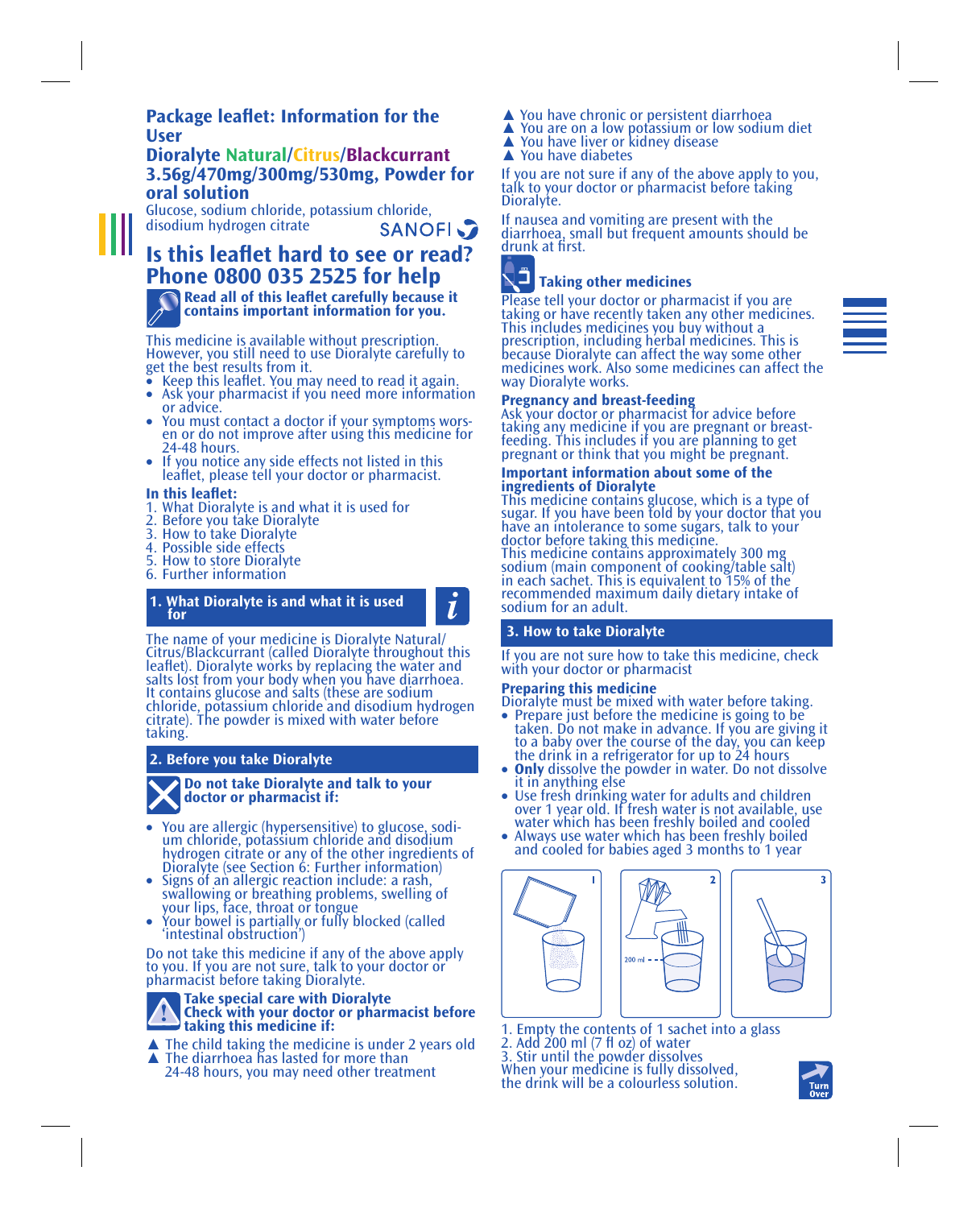# Package leaflet: Information for the User

## Dioralyte Natural/Citrus/Blackcurrant 3.56g/470mg/300mg/530mg, Powder for oral solution

Glucose, sodium chloride, potassium chloride, disodium hydrogen citrate

SANOFI

## Is this leaflet hard to see or read? Phone 0800 035 2525 for help

**Read all of this leaflet carefully because it contains important information for you.**

This medicine is available without prescription. However, you still need to use Dioralyte carefully to get the best results from it.

- Keep this leaflet. You may need to read it again.
- Ask your pharmacist if you need more information or advice.
- You must contact a doctor if your symptoms worsen or do not improve after using this medicine for 24-48 hours.
- If you notice any side effects not listed in this leaflet, please tell your doctor or pharmacist.

**In this leaflet:**

1. What Dioralyte is and what it is used for
2. Before you take Dioralyte
3. How to take Dioralyte
4. Possible side effects
5. How to store Dioralyte
6. Further information

## 1. What Dioralyte is and what it is used for

The name of your medicine is Dioralyte Natural/Citrus/Blackcurrant (called Dioralyte throughout this leaflet). Dioralyte works by replacing the water and salts lost from your body when you have diarrhoea. It contains glucose and salts (these are sodium chloride, potassium chloride and disodium hydrogen citrate). The powder is mixed with water before taking.

## 2. Before you take Dioralyte

**Do not take Dioralyte and talk to your doctor or pharmacist if:**

- You are allergic (hypersensitive) to glucose, sodium chloride, potassium chloride and disodium hydrogen citrate or any of the other ingredients of Dioralyte (see Section 6: Further information)
- Signs of an allergic reaction include: a rash, swallowing or breathing problems, swelling of your lips, face, throat or tongue
- Your bowel is partially or fully blocked (called 'intestinal obstruction')

Do not take this medicine if any of the above apply to you. If you are not sure, talk to your doctor or pharmacist before taking Dioralyte.

**Take special care with Dioralyte**
**Check with your doctor or pharmacist before taking this medicine if:**

- ▲ The child taking the medicine is under 2 years old
- ▲ The diarrhoea has lasted for more than 24-48 hours, you may need other treatment
- ▲ You have chronic or persistent diarrhoea
- ▲ You are on a low potassium or low sodium diet
- ▲ You have liver or kidney disease
- ▲ You have diabetes

If you are not sure if any of the above apply to you, talk to your doctor or pharmacist before taking Dioralyte.

If nausea and vomiting are present with the diarrhoea, small but frequent amounts should be drunk at first.

### Taking other medicines

Please tell your doctor or pharmacist if you are taking or have recently taken any other medicines. This includes medicines you buy without a prescription, including herbal medicines. This is because Dioralyte can affect the way some other medicines work. Also some medicines can affect the way Dioralyte works.

**Pregnancy and breast-feeding**

Ask your doctor or pharmacist for advice before taking any medicine if you are pregnant or breast-feeding. This includes if you are planning to get pregnant or think that you might be pregnant.

**Important information about some of the ingredients of Dioralyte**

This medicine contains glucose, which is a type of sugar. If you have been told by your doctor that you have an intolerance to some sugars, talk to your doctor before taking this medicine.

This medicine contains approximately 300 mg sodium (main component of cooking/table salt) in each sachet. This is equivalent to 15% of the recommended maximum daily dietary intake of sodium for an adult.

## 3. How to take Dioralyte

If you are not sure how to take this medicine, check with your doctor or pharmacist

**Preparing this medicine**

Dioralyte must be mixed with water before taking.

- Prepare just before the medicine is going to be taken. Do not make in advance. If you are giving it to a baby over the course of the day, you can keep the drink in a refrigerator for up to 24 hours
- **Only** dissolve the powder in water. Do not dissolve it in anything else
- Use fresh drinking water for adults and children over 1 year old. If fresh water is not available, use water which has been freshly boiled and cooled
- Always use water which has been freshly boiled and cooled for babies aged 3 months to 1 year

1. Empty the contents of 1 sachet into a glass
2. Add 200 ml (7 fl oz) of water
3. Stir until the powder dissolves

When your medicine is fully dissolved, the drink will be a colourless solution.

Turn Over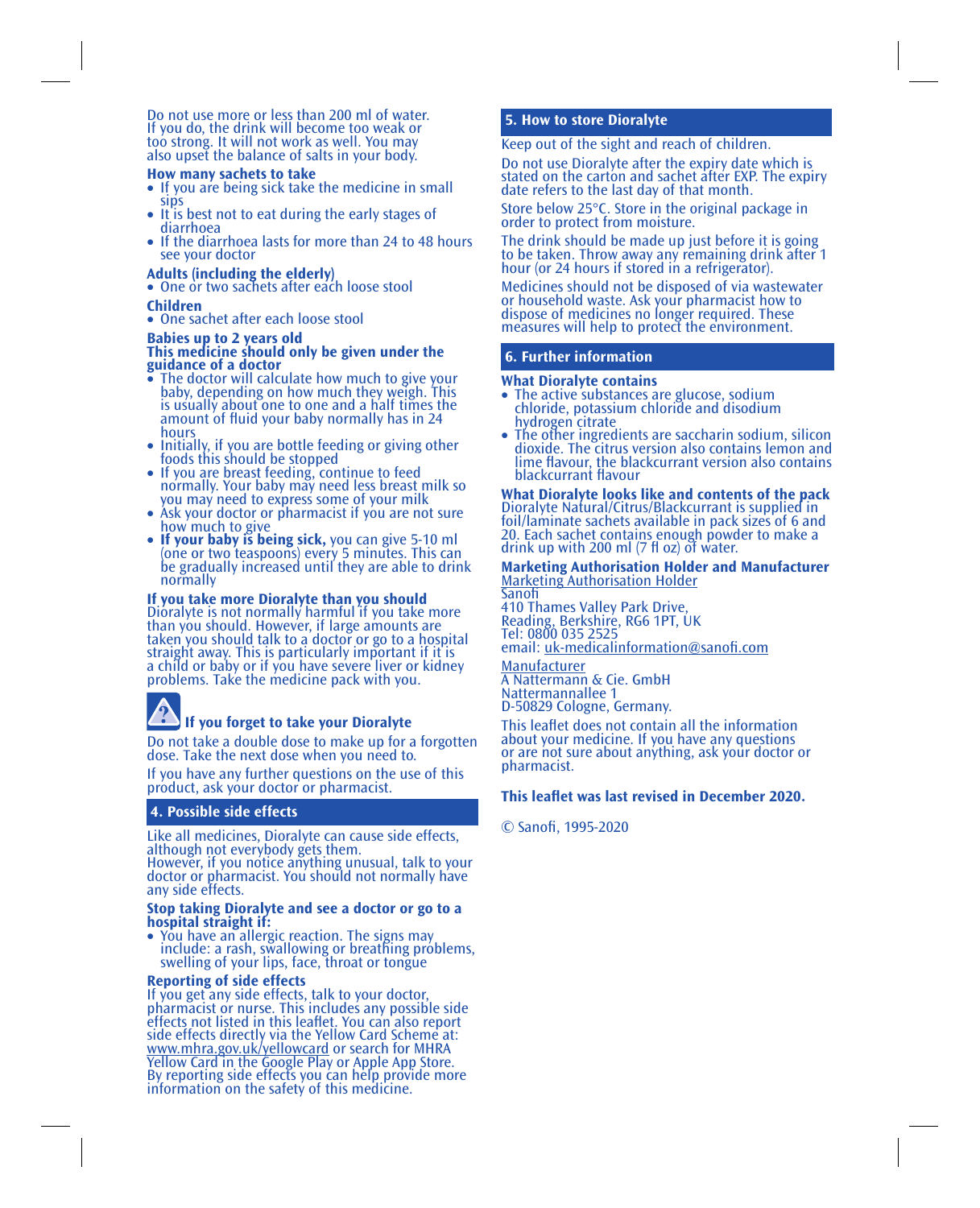Do not use more or less than 200 ml of water. If you do, the drink will become too weak or too strong. It will not work as well. You may also upset the balance of salts in your body.

**How many sachets to take**

- If you are being sick take the medicine in small sips
- It is best not to eat during the early stages of diarrhoea
- If the diarrhoea lasts for more than 24 to 48 hours see your doctor

**Adults (including the elderly)**

- One or two sachets after each loose stool

**Children**

- One sachet after each loose stool

**Babies up to 2 years old**
**This medicine should only be given under the guidance of a doctor**

- The doctor will calculate how much to give your baby, depending on how much they weigh. This is usually about one to one and a half times the amount of fluid your baby normally has in 24 hours
- Initially, if you are bottle feeding or giving other foods this should be stopped
- If you are breast feeding, continue to feed normally. Your baby may need less breast milk so you may need to express some of your milk
- Ask your doctor or pharmacist if you are not sure how much to give
- **If your baby is being sick,** you can give 5-10 ml (one or two teaspoons) every 5 minutes. This can be gradually increased until they are able to drink normally

**If you take more Dioralyte than you should**
Dioralyte is not normally harmful if you take more than you should. However, if large amounts are taken you should talk to a doctor or go to a hospital straight away. This is particularly important if it is a child or baby or if you have severe liver or kidney problems. Take the medicine pack with you.

**If you forget to take your Dioralyte**

Do not take a double dose to make up for a forgotten dose. Take the next dose when you need to.

If you have any further questions on the use of this product, ask your doctor or pharmacist.

## 4. Possible side effects

Like all medicines, Dioralyte can cause side effects, although not everybody gets them.
However, if you notice anything unusual, talk to your doctor or pharmacist. You should not normally have any side effects.

**Stop taking Dioralyte and see a doctor or go to a hospital straight if:**

- You have an allergic reaction. The signs may include: a rash, swallowing or breathing problems, swelling of your lips, face, throat or tongue

**Reporting of side effects**
If you get any side effects, talk to your doctor, pharmacist or nurse. This includes any possible side effects not listed in this leaflet. You can also report side effects directly via the Yellow Card Scheme at: www.mhra.gov.uk/yellowcard or search for MHRA Yellow Card in the Google Play or Apple App Store. By reporting side effects you can help provide more information on the safety of this medicine.

## 5. How to store Dioralyte

Keep out of the sight and reach of children.

Do not use Dioralyte after the expiry date which is stated on the carton and sachet after EXP. The expiry date refers to the last day of that month.

Store below 25°C. Store in the original package in order to protect from moisture.

The drink should be made up just before it is going to be taken. Throw away any remaining drink after 1 hour (or 24 hours if stored in a refrigerator).

Medicines should not be disposed of via wastewater or household waste. Ask your pharmacist how to dispose of medicines no longer required. These measures will help to protect the environment.

## 6. Further information

**What Dioralyte contains**

- The active substances are glucose, sodium chloride, potassium chloride and disodium hydrogen citrate
- The other ingredients are saccharin sodium, silicon dioxide. The citrus version also contains lemon and lime flavour, the blackcurrant version also contains blackcurrant flavour

**What Dioralyte looks like and contents of the pack**
Dioralyte Natural/Citrus/Blackcurrant is supplied in foil/laminate sachets available in pack sizes of 6 and 20. Each sachet contains enough powder to make a drink up with 200 ml (7 fl oz) of water.

**Marketing Authorisation Holder and Manufacturer**
Marketing Authorisation Holder
Sanofi
410 Thames Valley Park Drive,
Reading, Berkshire, RG6 1PT, UK
Tel: 0800 035 2525
email: uk-medicalinformation@sanofi.com

Manufacturer
A Nattermann & Cie. GmbH
Nattermannallee 1
D-50829 Cologne, Germany.

This leaflet does not contain all the information about your medicine. If you have any questions or are not sure about anything, ask your doctor or pharmacist.

**This leaflet was last revised in December 2020.**

© Sanofi, 1995-2020